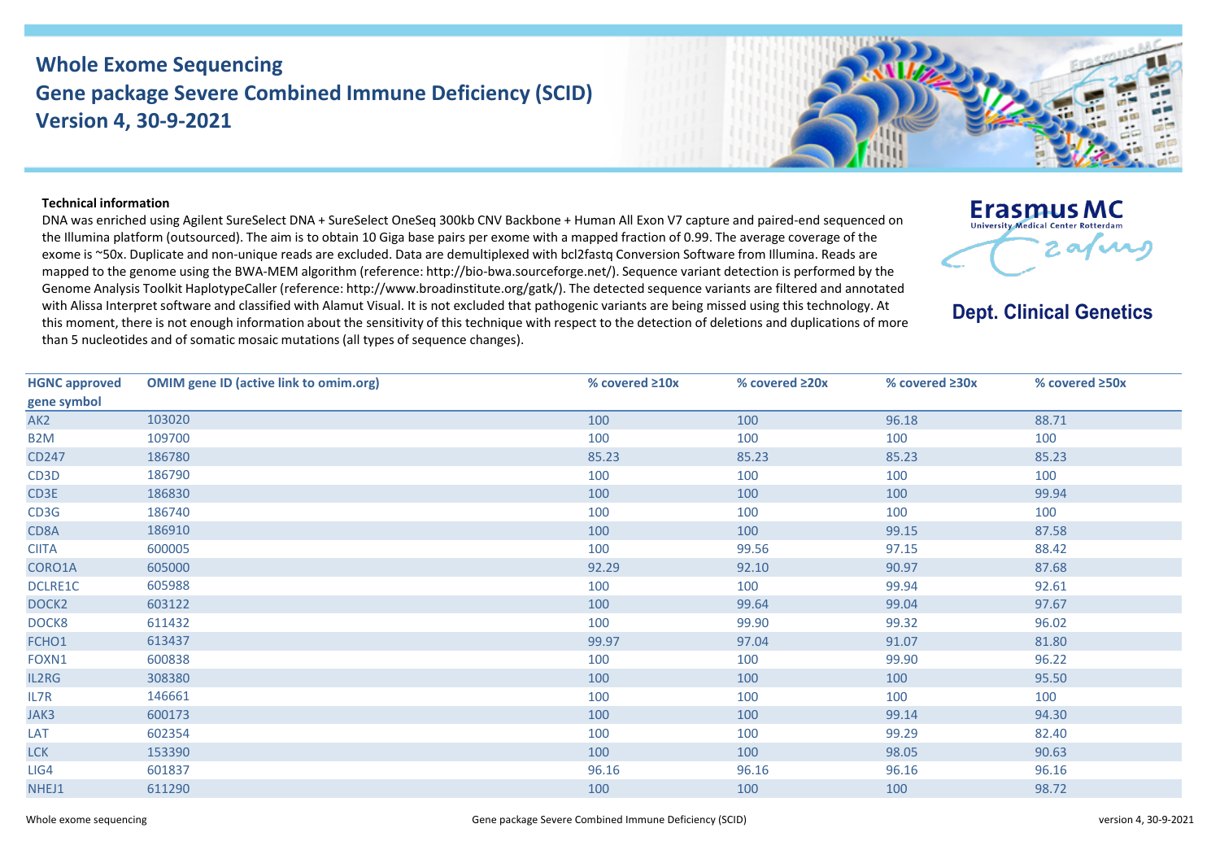# Whole Exome Sequencing
# Gene package Severe Combined Immune Deficiency (SCID)
# Version 4, 30-9-2021

Erasmus MC
University Medical Center Rotterdam

**Dept. Clinical Genetics**

**Technical information**

DNA was enriched using Agilent SureSelect DNA + SureSelect OneSeq 300kb CNV Backbone + Human All Exon V7 capture and paired-end sequenced on the Illumina platform (outsourced). The aim is to obtain 10 Giga base pairs per exome with a mapped fraction of 0.99. The average coverage of the exome is ~50x. Duplicate and non-unique reads are excluded. Data are demultiplexed with bcl2fastq Conversion Software from Illumina. Reads are mapped to the genome using the BWA-MEM algorithm (reference: http://bio-bwa.sourceforge.net/). Sequence variant detection is performed by the Genome Analysis Toolkit HaplotypeCaller (reference: http://www.broadinstitute.org/gatk/). The detected sequence variants are filtered and annotated with Alissa Interpret software and classified with Alamut Visual. It is not excluded that pathogenic variants are being missed using this technology. At this moment, there is not enough information about the sensitivity of this technique with respect to the detection of deletions and duplications of more than 5 nucleotides and of somatic mosaic mutations (all types of sequence changes).

| HGNC approved gene symbol | OMIM gene ID (active link to omim.org) | % covered ≥10x | % covered ≥20x | % covered ≥30x | % covered ≥50x |
|---|---|---|---|---|---|
| AK2 | 103020 | 100 | 100 | 96.18 | 88.71 |
| B2M | 109700 | 100 | 100 | 100 | 100 |
| CD247 | 186780 | 85.23 | 85.23 | 85.23 | 85.23 |
| CD3D | 186790 | 100 | 100 | 100 | 100 |
| CD3E | 186830 | 100 | 100 | 100 | 99.94 |
| CD3G | 186740 | 100 | 100 | 100 | 100 |
| CD8A | 186910 | 100 | 100 | 99.15 | 87.58 |
| CIITA | 600005 | 100 | 99.56 | 97.15 | 88.42 |
| CORO1A | 605000 | 92.29 | 92.10 | 90.97 | 87.68 |
| DCLRE1C | 605988 | 100 | 100 | 99.94 | 92.61 |
| DOCK2 | 603122 | 100 | 99.64 | 99.04 | 97.67 |
| DOCK8 | 611432 | 100 | 99.90 | 99.32 | 96.02 |
| FCHO1 | 613437 | 99.97 | 97.04 | 91.07 | 81.80 |
| FOXN1 | 600838 | 100 | 100 | 99.90 | 96.22 |
| IL2RG | 308380 | 100 | 100 | 100 | 95.50 |
| IL7R | 146661 | 100 | 100 | 100 | 100 |
| JAK3 | 600173 | 100 | 100 | 99.14 | 94.30 |
| LAT | 602354 | 100 | 100 | 99.29 | 82.40 |
| LCK | 153390 | 100 | 100 | 98.05 | 90.63 |
| LIG4 | 601837 | 96.16 | 96.16 | 96.16 | 96.16 |
| NHEJ1 | 611290 | 100 | 100 | 100 | 98.72 |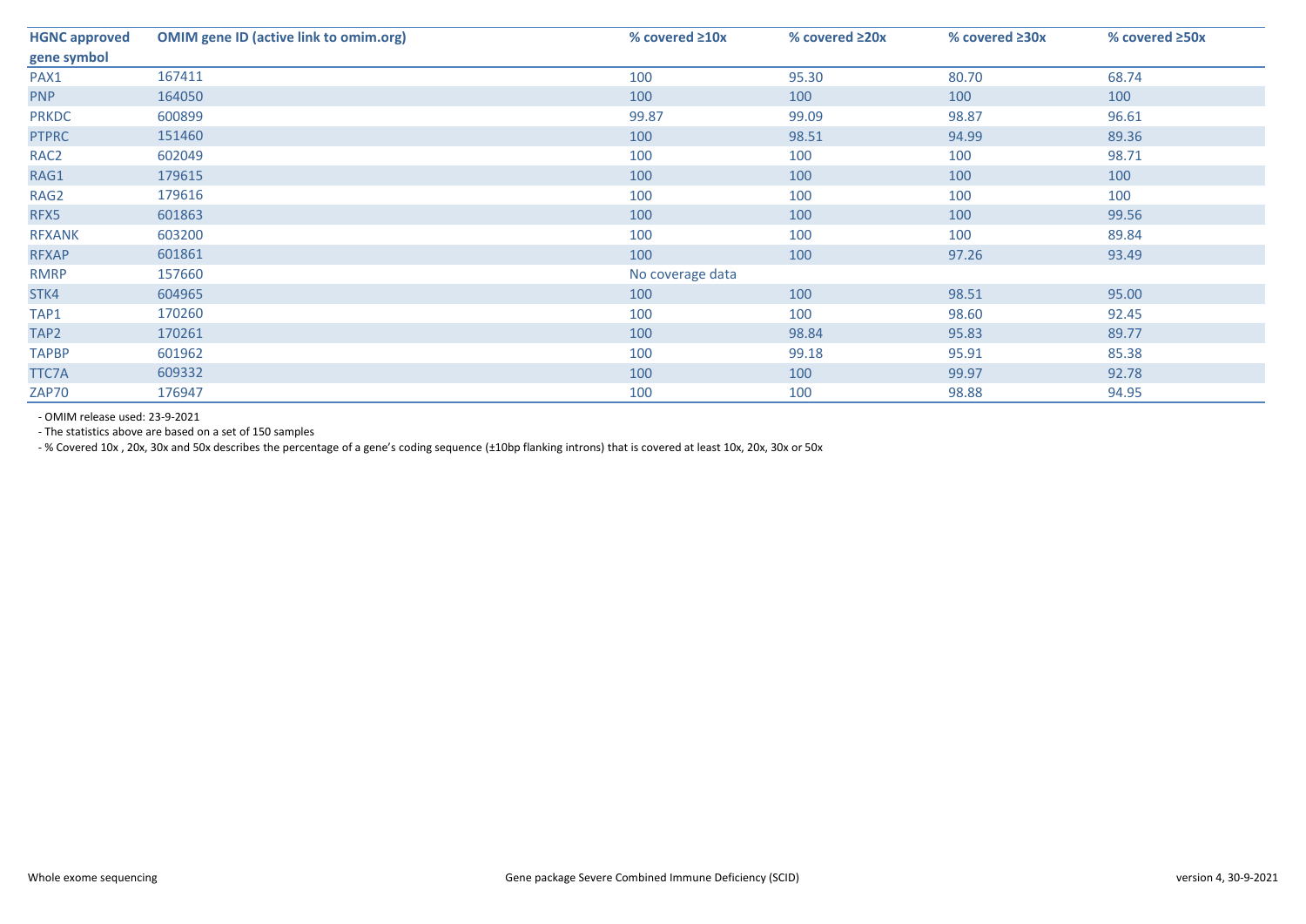| HGNC approved gene symbol | OMIM gene ID (active link to omim.org) | % covered ≥10x | % covered ≥20x | % covered ≥30x | % covered ≥50x |
|---|---|---|---|---|---|
| PAX1 | 167411 | 100 | 95.30 | 80.70 | 68.74 |
| PNP | 164050 | 100 | 100 | 100 | 100 |
| PRKDC | 600899 | 99.87 | 99.09 | 98.87 | 96.61 |
| PTPRC | 151460 | 100 | 98.51 | 94.99 | 89.36 |
| RAC2 | 602049 | 100 | 100 | 100 | 98.71 |
| RAG1 | 179615 | 100 | 100 | 100 | 100 |
| RAG2 | 179616 | 100 | 100 | 100 | 100 |
| RFX5 | 601863 | 100 | 100 | 100 | 99.56 |
| RFXANK | 603200 | 100 | 100 | 100 | 89.84 |
| RFXAP | 601861 | 100 | 100 | 97.26 | 93.49 |
| RMRP | 157660 | No coverage data | | | |
| STK4 | 604965 | 100 | 100 | 98.51 | 95.00 |
| TAP1 | 170260 | 100 | 100 | 98.60 | 92.45 |
| TAP2 | 170261 | 100 | 98.84 | 95.83 | 89.77 |
| TAPBP | 601962 | 100 | 99.18 | 95.91 | 85.38 |
| TTC7A | 609332 | 100 | 100 | 99.97 | 92.78 |
| ZAP70 | 176947 | 100 | 100 | 98.88 | 94.95 |

- OMIM release used: 23-9-2021
- The statistics above are based on a set of 150 samples
- % Covered 10x , 20x, 30x and 50x describes the percentage of a gene's coding sequence (±10bp flanking introns) that is covered at least 10x, 20x, 30x or 50x